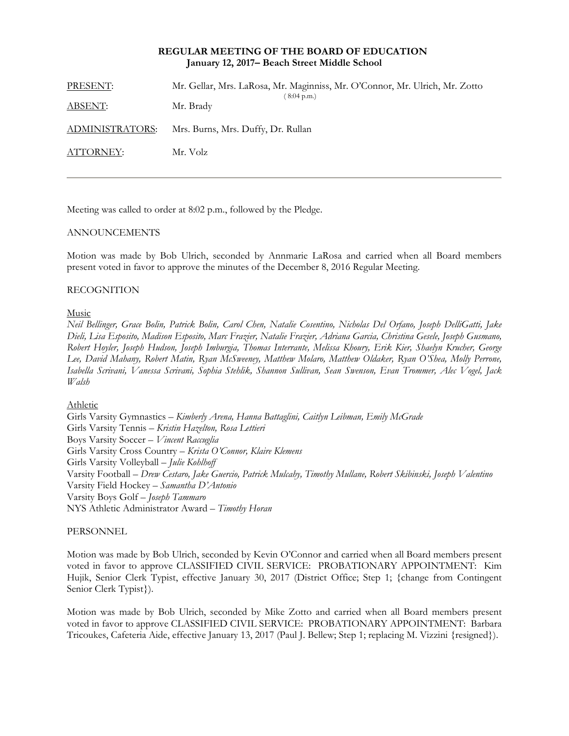**REGULAR MEETING OF THE BOARD OF EDUCATION**
**January 12, 2017– Beach Street Middle School**

| | |
|---|---|
| PRESENT: | Mr. Gellar, Mrs. LaRosa, Mr. Maginniss, Mr. O'Connor, Mr. Ulrich, Mr. Zotto ( 8:04 p.m.) |
| ABSENT: | Mr. Brady |
| ADMINISTRATORS: | Mrs. Burns, Mrs. Duffy, Dr. Rullan |
| ATTORNEY: | Mr. Volz |

---

Meeting was called to order at 8:02 p.m., followed by the Pledge.

ANNOUNCEMENTS

Motion was made by Bob Ulrich, seconded by Annmarie LaRosa and carried when all Board members present voted in favor to approve the minutes of the December 8, 2016 Regular Meeting.

RECOGNITION

Music
*Neil Bellinger, Grace Bolin, Patrick Bolin, Carol Chen, Natalie Cosentino, Nicholas Del Orfano, Joseph DelliGatti, Jake Dieli, Lisa Esposito, Madison Esposito, Marc Frazier, Natalie Frazier, Adriana Garcia, Christina Gesele, Joseph Gusmano, Robert Hoyler, Joseph Hudson, Joseph Imburgia, Thomas Interrante, Melissa Khoury, Erik Kier, Shaelyn Krucher, George Lee, David Mahany, Robert Matin, Ryan McSweeney, Matthew Molaro, Matthew Oldaker, Ryan O'Shea, Molly Perrone, Isabella Scrivani, Vanessa Scrivani, Sophia Stehlik, Shannon Sullivan, Sean Swenson, Evan Trommer, Alec Vogel, Jack Walsh*

Athletic
Girls Varsity Gymnastics – *Kimberly Arena, Hanna Battaglini, Caitlyn Leibman, Emily McGrade*
Girls Varsity Tennis – *Kristin Hazelton, Rosa Lettieri*
Boys Varsity Soccer – *Vincent Raccuglia*
Girls Varsity Cross Country – *Krista O'Connor, Klaire Klemens*
Girls Varsity Volleyball – *Julie Kohlhoff*
Varsity Football – *Drew Cestaro, Jake Guercio, Patrick Mulcahy, Timothy Mullane, Robert Skibinski, Joseph Valentino*
Varsity Field Hockey – *Samantha D'Antonio*
Varsity Boys Golf – *Joseph Tammaro*
NYS Athletic Administrator Award – *Timothy Horan*

PERSONNEL

Motion was made by Bob Ulrich, seconded by Kevin O'Connor and carried when all Board members present voted in favor to approve CLASSIFIED CIVIL SERVICE: PROBATIONARY APPOINTMENT: Kim Hujik, Senior Clerk Typist, effective January 30, 2017 (District Office; Step 1; {change from Contingent Senior Clerk Typist}).

Motion was made by Bob Ulrich, seconded by Mike Zotto and carried when all Board members present voted in favor to approve CLASSIFIED CIVIL SERVICE: PROBATIONARY APPOINTMENT: Barbara Tricoukes, Cafeteria Aide, effective January 13, 2017 (Paul J. Bellew; Step 1; replacing M. Vizzini {resigned}).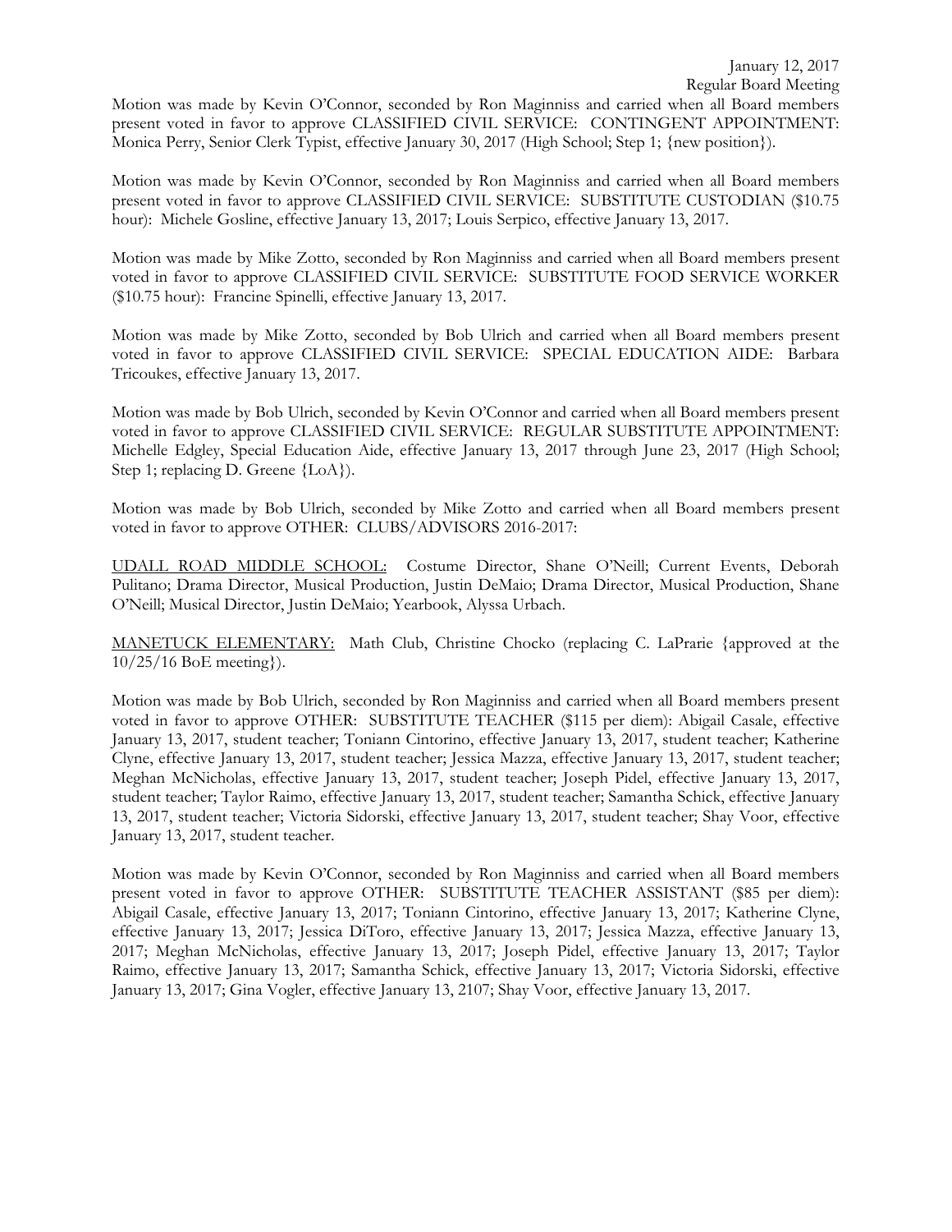Motion was made by Kevin O'Connor, seconded by Ron Maginniss and carried when all Board members present voted in favor to approve CLASSIFIED CIVIL SERVICE: CONTINGENT APPOINTMENT: Monica Perry, Senior Clerk Typist, effective January 30, 2017 (High School; Step 1; {new position}).

Motion was made by Kevin O'Connor, seconded by Ron Maginniss and carried when all Board members present voted in favor to approve CLASSIFIED CIVIL SERVICE: SUBSTITUTE CUSTODIAN ($10.75 hour): Michele Gosline, effective January 13, 2017; Louis Serpico, effective January 13, 2017.

Motion was made by Mike Zotto, seconded by Ron Maginniss and carried when all Board members present voted in favor to approve CLASSIFIED CIVIL SERVICE: SUBSTITUTE FOOD SERVICE WORKER ($10.75 hour): Francine Spinelli, effective January 13, 2017.

Motion was made by Mike Zotto, seconded by Bob Ulrich and carried when all Board members present voted in favor to approve CLASSIFIED CIVIL SERVICE: SPECIAL EDUCATION AIDE: Barbara Tricoukes, effective January 13, 2017.

Motion was made by Bob Ulrich, seconded by Kevin O'Connor and carried when all Board members present voted in favor to approve CLASSIFIED CIVIL SERVICE: REGULAR SUBSTITUTE APPOINTMENT: Michelle Edgley, Special Education Aide, effective January 13, 2017 through June 23, 2017 (High School; Step 1; replacing D. Greene {LoA}).

Motion was made by Bob Ulrich, seconded by Mike Zotto and carried when all Board members present voted in favor to approve OTHER: CLUBS/ADVISORS 2016-2017:

UDALL ROAD MIDDLE SCHOOL: Costume Director, Shane O'Neill; Current Events, Deborah Pulitano; Drama Director, Musical Production, Justin DeMaio; Drama Director, Musical Production, Shane O'Neill; Musical Director, Justin DeMaio; Yearbook, Alyssa Urbach.

MANETUCK ELEMENTARY: Math Club, Christine Chocko (replacing C. LaPrarie {approved at the 10/25/16 BoE meeting}).

Motion was made by Bob Ulrich, seconded by Ron Maginniss and carried when all Board members present voted in favor to approve OTHER: SUBSTITUTE TEACHER ($115 per diem): Abigail Casale, effective January 13, 2017, student teacher; Toniann Cintorino, effective January 13, 2017, student teacher; Katherine Clyne, effective January 13, 2017, student teacher; Jessica Mazza, effective January 13, 2017, student teacher; Meghan McNicholas, effective January 13, 2017, student teacher; Joseph Pidel, effective January 13, 2017, student teacher; Taylor Raimo, effective January 13, 2017, student teacher; Samantha Schick, effective January 13, 2017, student teacher; Victoria Sidorski, effective January 13, 2017, student teacher; Shay Voor, effective January 13, 2017, student teacher.

Motion was made by Kevin O'Connor, seconded by Ron Maginniss and carried when all Board members present voted in favor to approve OTHER: SUBSTITUTE TEACHER ASSISTANT ($85 per diem): Abigail Casale, effective January 13, 2017; Toniann Cintorino, effective January 13, 2017; Katherine Clyne, effective January 13, 2017; Jessica DiToro, effective January 13, 2017; Jessica Mazza, effective January 13, 2017; Meghan McNicholas, effective January 13, 2017; Joseph Pidel, effective January 13, 2017; Taylor Raimo, effective January 13, 2017; Samantha Schick, effective January 13, 2017; Victoria Sidorski, effective January 13, 2017; Gina Vogler, effective January 13, 2107; Shay Voor, effective January 13, 2017.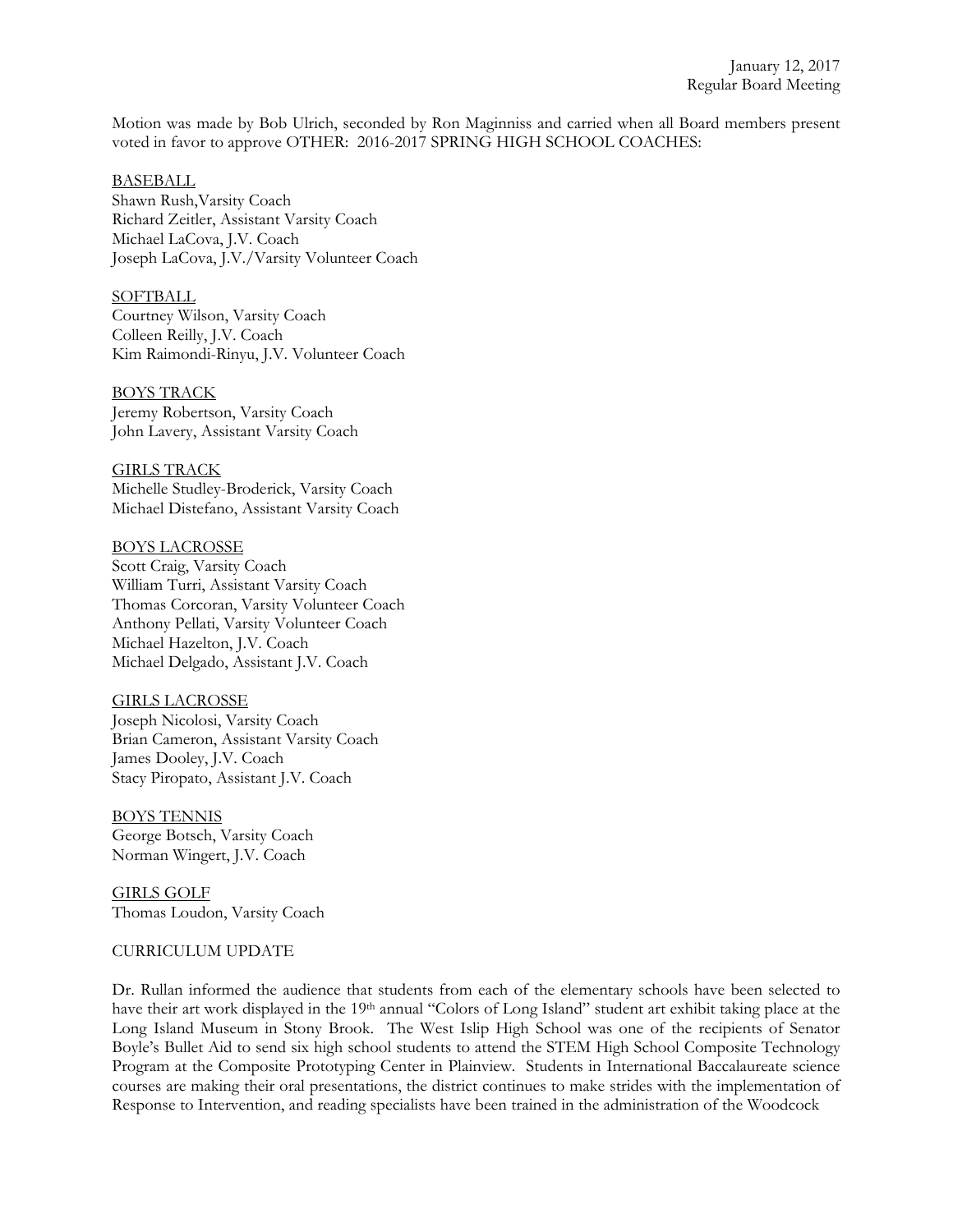Motion was made by Bob Ulrich, seconded by Ron Maginniss and carried when all Board members present voted in favor to approve OTHER: 2016-2017 SPRING HIGH SCHOOL COACHES:

BASEBALL
Shawn Rush,Varsity Coach
Richard Zeitler, Assistant Varsity Coach
Michael LaCova, J.V. Coach
Joseph LaCova, J.V./Varsity Volunteer Coach

SOFTBALL
Courtney Wilson, Varsity Coach
Colleen Reilly, J.V. Coach
Kim Raimondi-Rinyu, J.V. Volunteer Coach

BOYS TRACK
Jeremy Robertson, Varsity Coach
John Lavery, Assistant Varsity Coach

GIRLS TRACK
Michelle Studley-Broderick, Varsity Coach
Michael Distefano, Assistant Varsity Coach

BOYS LACROSSE
Scott Craig, Varsity Coach
William Turri, Assistant Varsity Coach
Thomas Corcoran, Varsity Volunteer Coach
Anthony Pellati, Varsity Volunteer Coach
Michael Hazelton, J.V. Coach
Michael Delgado, Assistant J.V. Coach

GIRLS LACROSSE
Joseph Nicolosi, Varsity Coach
Brian Cameron, Assistant Varsity Coach
James Dooley, J.V. Coach
Stacy Piropato, Assistant J.V. Coach

BOYS TENNIS
George Botsch, Varsity Coach
Norman Wingert, J.V. Coach

GIRLS GOLF
Thomas Loudon, Varsity Coach

CURRICULUM UPDATE

Dr. Rullan informed the audience that students from each of the elementary schools have been selected to have their art work displayed in the 19th annual "Colors of Long Island" student art exhibit taking place at the Long Island Museum in Stony Brook. The West Islip High School was one of the recipients of Senator Boyle's Bullet Aid to send six high school students to attend the STEM High School Composite Technology Program at the Composite Prototyping Center in Plainview. Students in International Baccalaureate science courses are making their oral presentations, the district continues to make strides with the implementation of Response to Intervention, and reading specialists have been trained in the administration of the Woodcock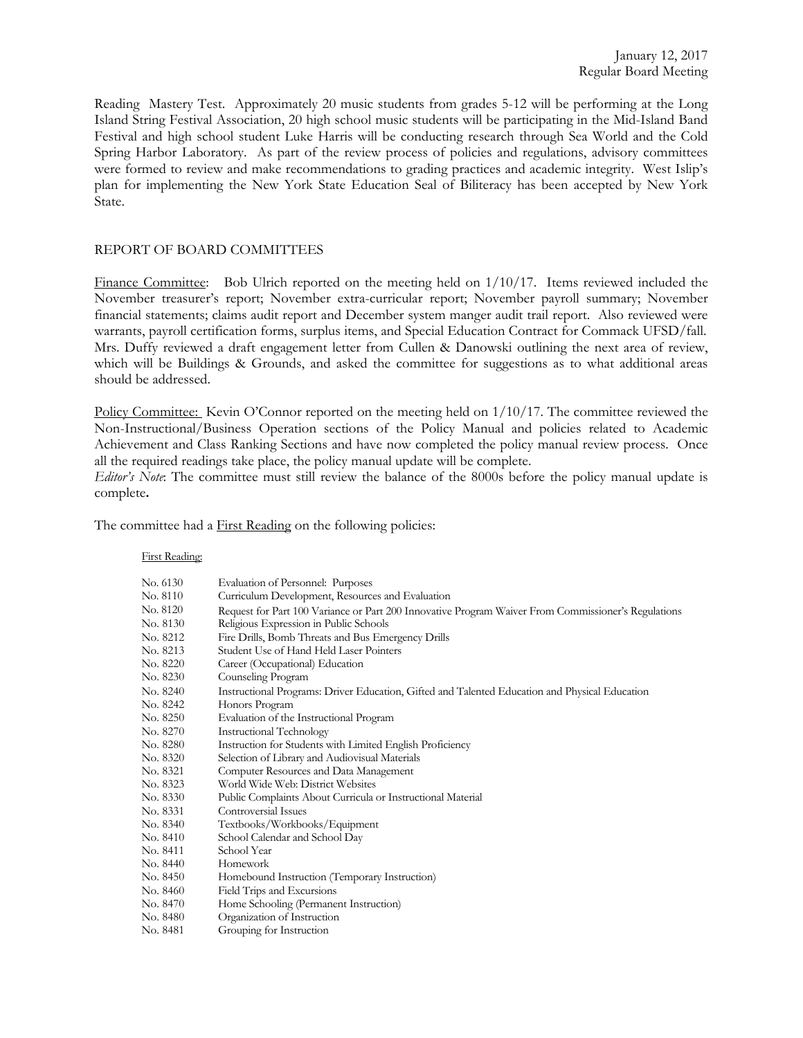Reading Mastery Test. Approximately 20 music students from grades 5-12 will be performing at the Long Island String Festival Association, 20 high school music students will be participating in the Mid-Island Band Festival and high school student Luke Harris will be conducting research through Sea World and the Cold Spring Harbor Laboratory. As part of the review process of policies and regulations, advisory committees were formed to review and make recommendations to grading practices and academic integrity. West Islip's plan for implementing the New York State Education Seal of Biliteracy has been accepted by New York State.

## REPORT OF BOARD COMMITTEES

Finance Committee: Bob Ulrich reported on the meeting held on 1/10/17. Items reviewed included the November treasurer's report; November extra-curricular report; November payroll summary; November financial statements; claims audit report and December system manger audit trail report. Also reviewed were warrants, payroll certification forms, surplus items, and Special Education Contract for Commack UFSD/fall. Mrs. Duffy reviewed a draft engagement letter from Cullen & Danowski outlining the next area of review, which will be Buildings & Grounds, and asked the committee for suggestions as to what additional areas should be addressed.

Policy Committee: Kevin O'Connor reported on the meeting held on 1/10/17. The committee reviewed the Non-Instructional/Business Operation sections of the Policy Manual and policies related to Academic Achievement and Class Ranking Sections and have now completed the policy manual review process. Once all the required readings take place, the policy manual update will be complete.

*Editor's Note*: The committee must still review the balance of the 8000s before the policy manual update is complete**.**

The committee had a First Reading on the following policies:

First Reading:

| | |
|---|---|
| No. 6130 | Evaluation of Personnel: Purposes |
| No. 8110 | Curriculum Development, Resources and Evaluation |
| No. 8120 | Request for Part 100 Variance or Part 200 Innovative Program Waiver From Commissioner's Regulations |
| No. 8130 | Religious Expression in Public Schools |
| No. 8212 | Fire Drills, Bomb Threats and Bus Emergency Drills |
| No. 8213 | Student Use of Hand Held Laser Pointers |
| No. 8220 | Career (Occupational) Education |
| No. 8230 | Counseling Program |
| No. 8240 | Instructional Programs: Driver Education, Gifted and Talented Education and Physical Education |
| No. 8242 | Honors Program |
| No. 8250 | Evaluation of the Instructional Program |
| No. 8270 | Instructional Technology |
| No. 8280 | Instruction for Students with Limited English Proficiency |
| No. 8320 | Selection of Library and Audiovisual Materials |
| No. 8321 | Computer Resources and Data Management |
| No. 8323 | World Wide Web: District Websites |
| No. 8330 | Public Complaints About Curricula or Instructional Material |
| No. 8331 | Controversial Issues |
| No. 8340 | Textbooks/Workbooks/Equipment |
| No. 8410 | School Calendar and School Day |
| No. 8411 | School Year |
| No. 8440 | Homework |
| No. 8450 | Homebound Instruction (Temporary Instruction) |
| No. 8460 | Field Trips and Excursions |
| No. 8470 | Home Schooling (Permanent Instruction) |
| No. 8480 | Organization of Instruction |
| No. 8481 | Grouping for Instruction |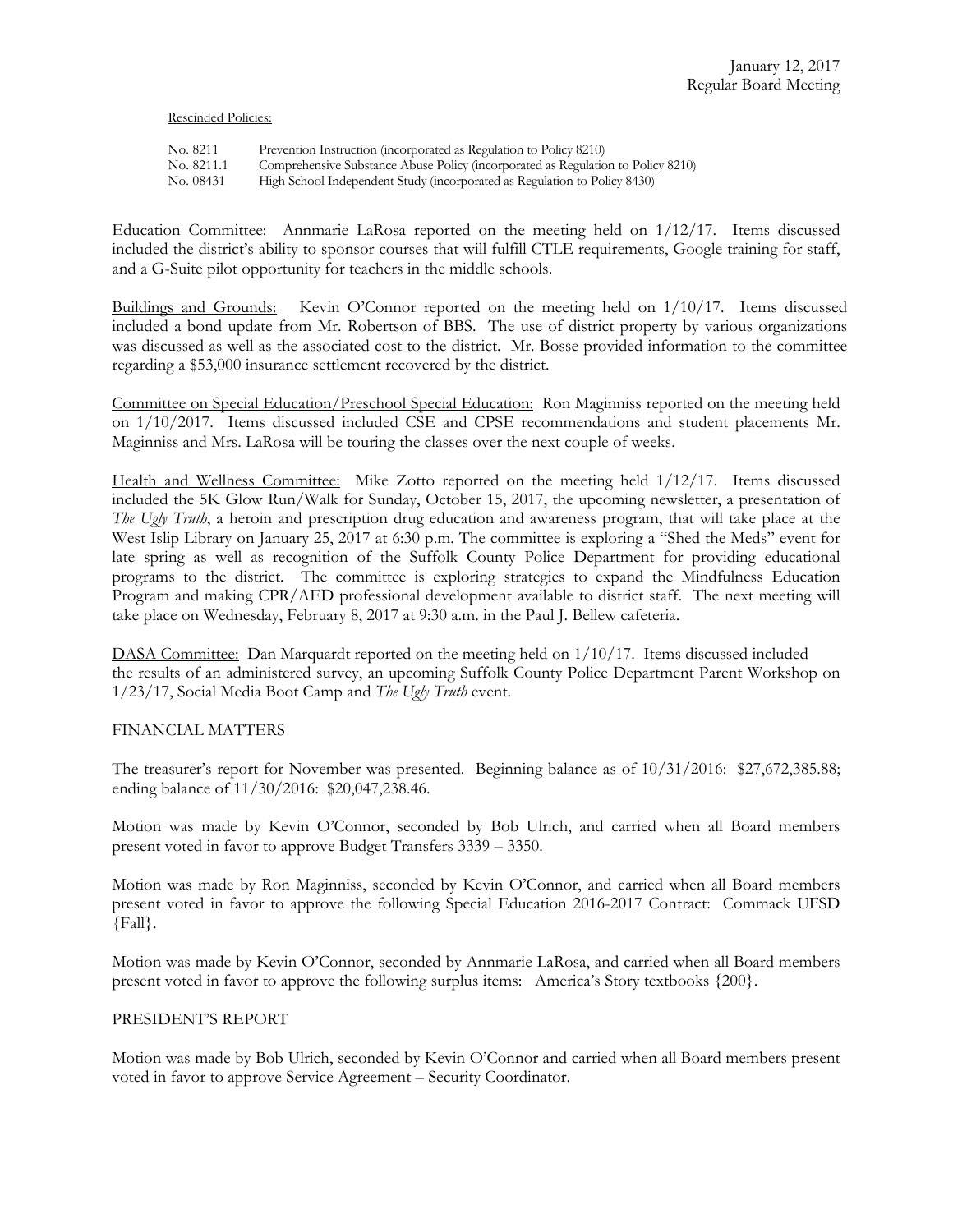Rescinded Policies:

| No. 8211 | Prevention Instruction (incorporated as Regulation to Policy 8210) |
|---|---|
| No. 8211.1 | Comprehensive Substance Abuse Policy (incorporated as Regulation to Policy 8210) |
| No. 08431 | High School Independent Study (incorporated as Regulation to Policy 8430) |

Education Committee: Annmarie LaRosa reported on the meeting held on 1/12/17. Items discussed included the district's ability to sponsor courses that will fulfill CTLE requirements, Google training for staff, and a G-Suite pilot opportunity for teachers in the middle schools.

Buildings and Grounds: Kevin O'Connor reported on the meeting held on 1/10/17. Items discussed included a bond update from Mr. Robertson of BBS. The use of district property by various organizations was discussed as well as the associated cost to the district. Mr. Bosse provided information to the committee regarding a $53,000 insurance settlement recovered by the district.

Committee on Special Education/Preschool Special Education: Ron Maginniss reported on the meeting held on 1/10/2017. Items discussed included CSE and CPSE recommendations and student placements Mr. Maginniss and Mrs. LaRosa will be touring the classes over the next couple of weeks.

Health and Wellness Committee: Mike Zotto reported on the meeting held 1/12/17. Items discussed included the 5K Glow Run/Walk for Sunday, October 15, 2017, the upcoming newsletter, a presentation of *The Ugly Truth*, a heroin and prescription drug education and awareness program, that will take place at the West Islip Library on January 25, 2017 at 6:30 p.m. The committee is exploring a "Shed the Meds" event for late spring as well as recognition of the Suffolk County Police Department for providing educational programs to the district. The committee is exploring strategies to expand the Mindfulness Education Program and making CPR/AED professional development available to district staff. The next meeting will take place on Wednesday, February 8, 2017 at 9:30 a.m. in the Paul J. Bellew cafeteria.

DASA Committee: Dan Marquardt reported on the meeting held on 1/10/17. Items discussed included the results of an administered survey, an upcoming Suffolk County Police Department Parent Workshop on 1/23/17, Social Media Boot Camp and *The Ugly Truth* event.

## FINANCIAL MATTERS

The treasurer's report for November was presented. Beginning balance as of 10/31/2016: $27,672,385.88; ending balance of 11/30/2016: $20,047,238.46.

Motion was made by Kevin O'Connor, seconded by Bob Ulrich, and carried when all Board members present voted in favor to approve Budget Transfers 3339 – 3350.

Motion was made by Ron Maginniss, seconded by Kevin O'Connor, and carried when all Board members present voted in favor to approve the following Special Education 2016-2017 Contract: Commack UFSD {Fall}.

Motion was made by Kevin O'Connor, seconded by Annmarie LaRosa, and carried when all Board members present voted in favor to approve the following surplus items: America's Story textbooks {200}.

## PRESIDENT'S REPORT

Motion was made by Bob Ulrich, seconded by Kevin O'Connor and carried when all Board members present voted in favor to approve Service Agreement – Security Coordinator.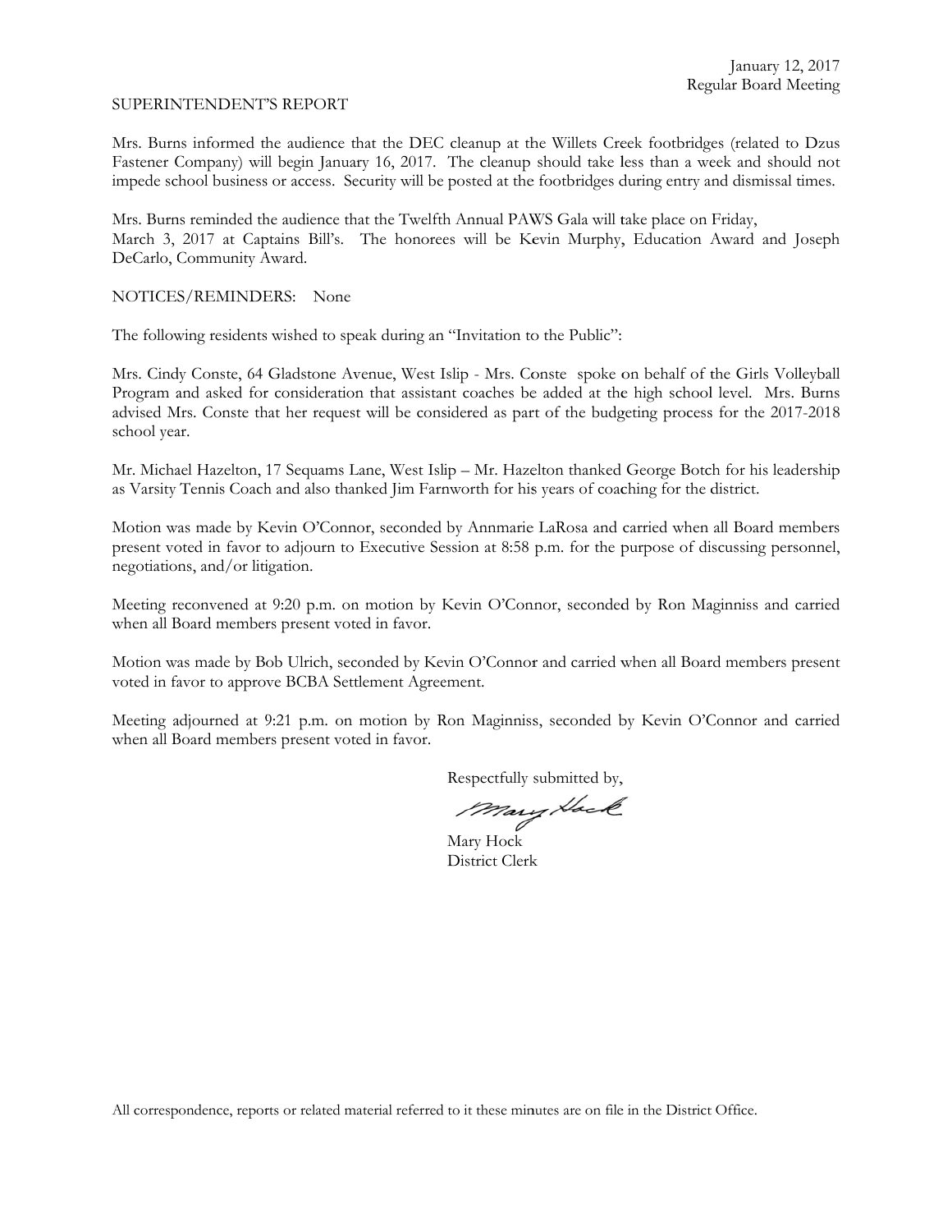January 12, 2017
Regular Board Meeting

SUPERINTENDENT'S REPORT

Mrs. Burns informed the audience that the DEC cleanup at the Willets Creek footbridges (related to Dzus Fastener Company) will begin January 16, 2017. The cleanup should take less than a week and should not impede school business or access. Security will be posted at the footbridges during entry and dismissal times.

Mrs. Burns reminded the audience that the Twelfth Annual PAWS Gala will take place on Friday, March 3, 2017 at Captains Bill's. The honorees will be Kevin Murphy, Education Award and Joseph DeCarlo, Community Award.

NOTICES/REMINDERS: None

The following residents wished to speak during an "Invitation to the Public":

Mrs. Cindy Conste, 64 Gladstone Avenue, West Islip - Mrs. Conste spoke on behalf of the Girls Volleyball Program and asked for consideration that assistant coaches be added at the high school level. Mrs. Burns advised Mrs. Conste that her request will be considered as part of the budgeting process for the 2017-2018 school year.

Mr. Michael Hazelton, 17 Sequams Lane, West Islip – Mr. Hazelton thanked George Botch for his leadership as Varsity Tennis Coach and also thanked Jim Farnworth for his years of coaching for the district.

Motion was made by Kevin O'Connor, seconded by Annmarie LaRosa and carried when all Board members present voted in favor to adjourn to Executive Session at 8:58 p.m. for the purpose of discussing personnel, negotiations, and/or litigation.

Meeting reconvened at 9:20 p.m. on motion by Kevin O'Connor, seconded by Ron Maginniss and carried when all Board members present voted in favor.

Motion was made by Bob Ulrich, seconded by Kevin O'Connor and carried when all Board members present voted in favor to approve BCBA Settlement Agreement.

Meeting adjourned at 9:21 p.m. on motion by Ron Maginniss, seconded by Kevin O'Connor and carried when all Board members present voted in favor.

Respectfully submitted by,

Mary Hock

Mary Hock
District Clerk

All correspondence, reports or related material referred to it these minutes are on file in the District Office.